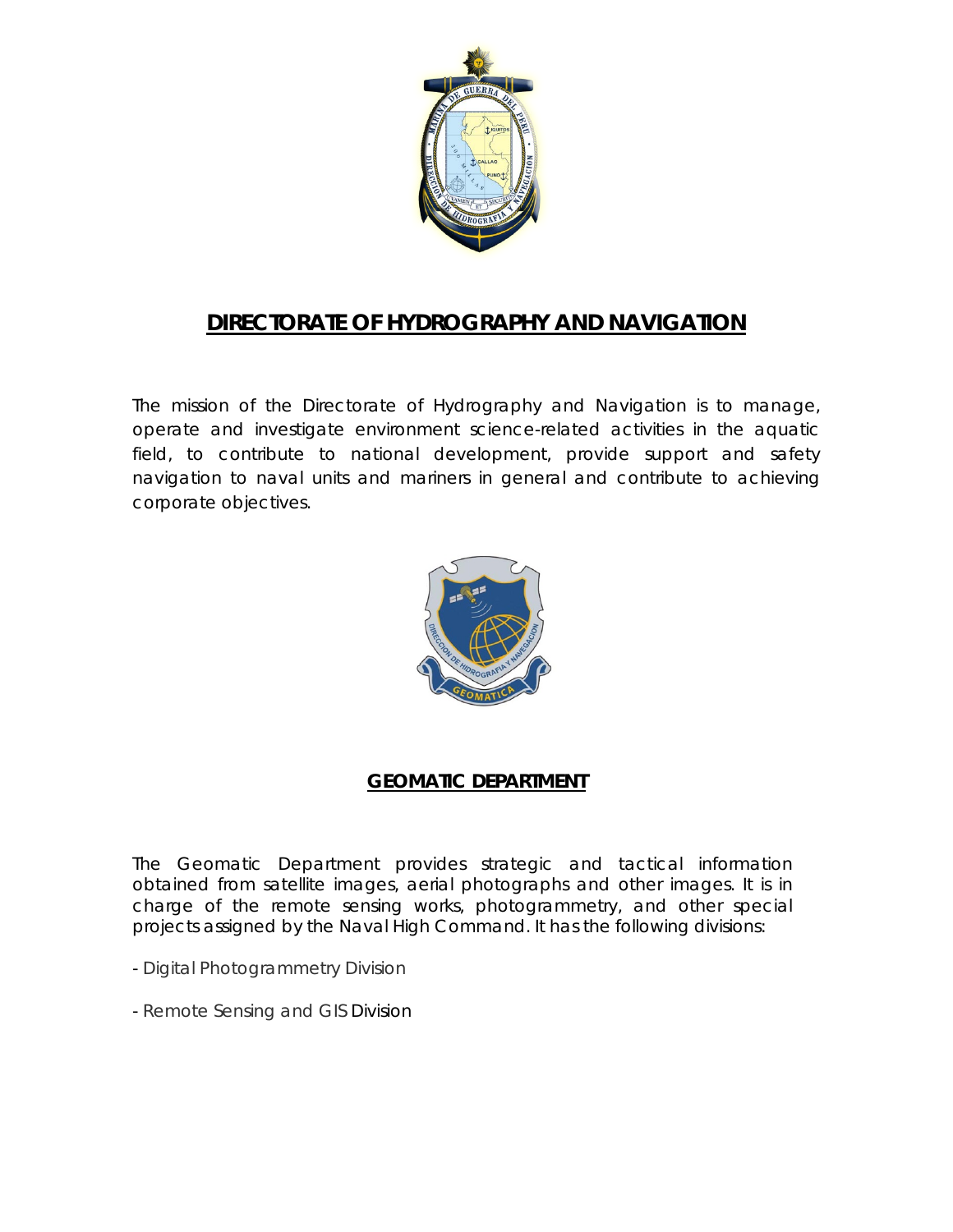# DIRECTORATE OF HYDROGRAPHY AND NAVIGATION

The mission of the Directorate of Hydrography and Navigation is to manage, operate and investigate environment science-related activities in the aquatic field, to contribute to national development, provide support and safety navigation to naval units and mariners in general and contribute to achieving corporate objectives.

## GEOMATIC DEPARTMENT

The Geomatic Department provides strategic and tactical information obtained from satellite images, aerial photographs and other images. It is in charge of the remote sensing works, photogrammetry, and other special projects assigned by the Naval High Command. It has the following divisions:

- Digital Photogrammetry Division
- Remote Sensing and GIS Division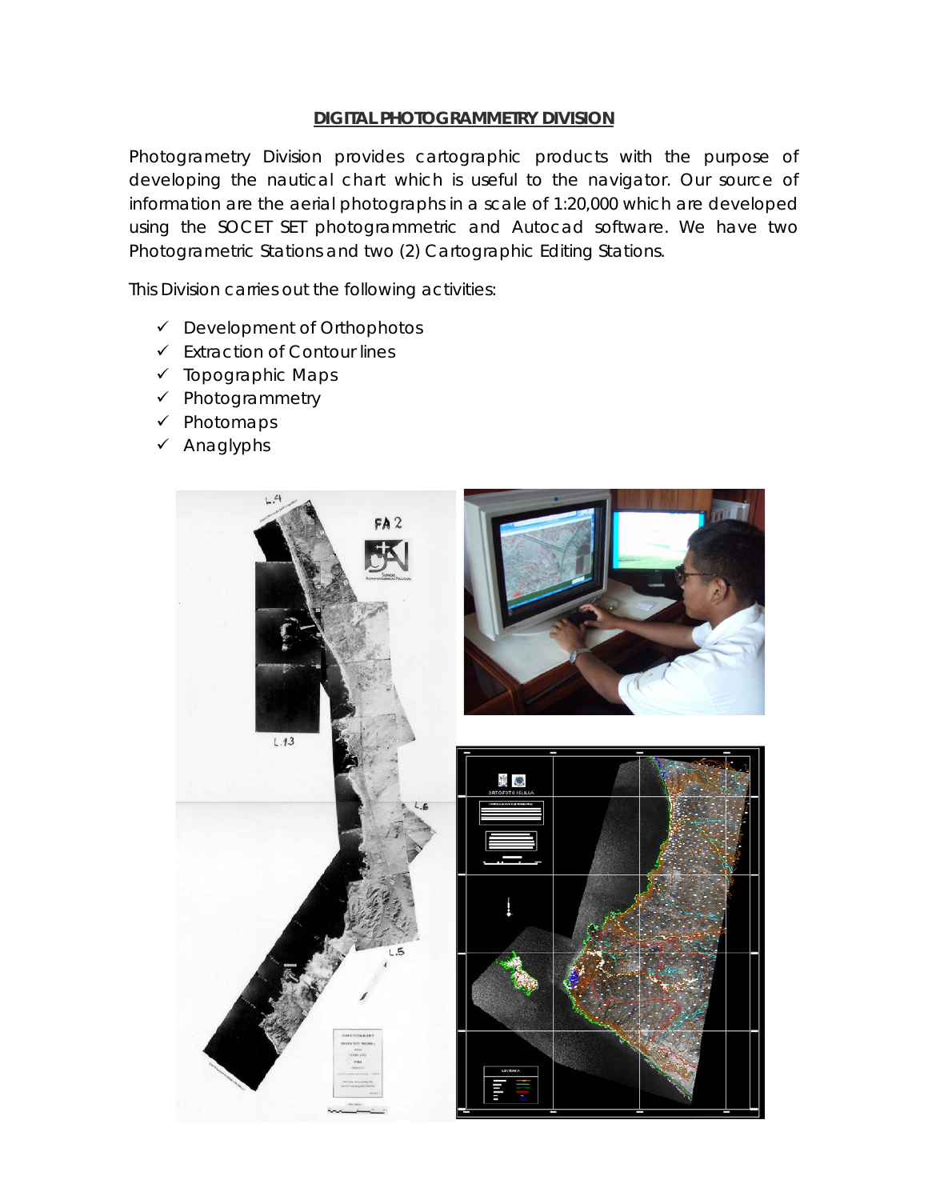## DIGITAL PHOTOGRAMMETRY DIVISION

Photogrametry Division provides cartographic products with the purpose of developing the nautical chart which is useful to the navigator. Our source of information are the aerial photographs in a scale of 1:20,000 which are developed using the SOCET SET photogrammetric and Autocad software. We have two Photogrametric Stations and two (2) Cartographic Editing Stations.

This Division carries out the following activities:

- ✓ Development of Orthophotos
- ✓ Extraction of Contour lines
- ✓ Topographic Maps
- ✓ Photogrammetry
- ✓ Photomaps
- ✓ Anaglyphs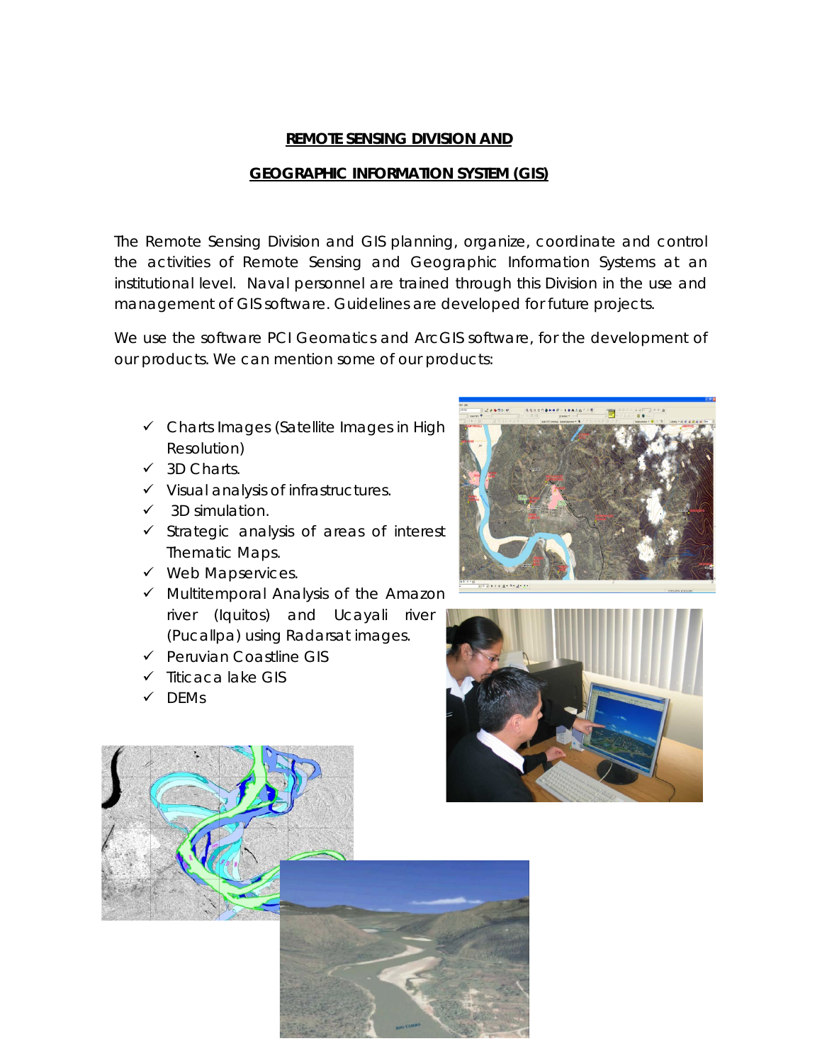# REMOTE SENSING DIVISION AND

# GEOGRAPHIC INFORMATION SYSTEM (GIS)

The Remote Sensing Division and GIS planning, organize, coordinate and control the activities of Remote Sensing and Geographic Information Systems at an institutional level. Naval personnel are trained through this Division in the use and management of GIS software. Guidelines are developed for future projects.

We use the software PCI Geomatics and ArcGIS software, for the development of our products. We can mention some of our products:

- ✓ Charts Images (Satellite Images in High Resolution)
- ✓ 3D Charts.
- ✓ Visual analysis of infrastructures.
- ✓ 3D simulation.
- ✓ Strategic analysis of areas of interest Thematic Maps.
- ✓ Web Mapservices.
- ✓ Multitemporal Analysis of the Amazon river (Iquitos) and Ucayali river (Pucallpa) using Radarsat images.
- ✓ Peruvian Coastline GIS
- ✓ Titicaca lake GIS
- ✓ DEMs